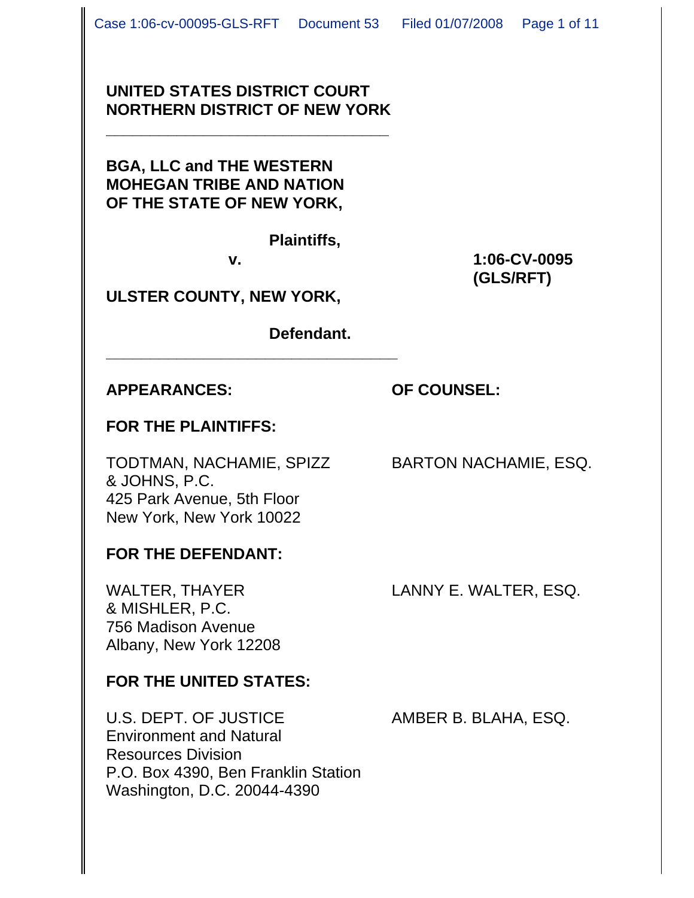**UNITED STATES DISTRICT COURT**
**NORTHERN DISTRICT OF NEW YORK**

---

**BGA, LLC and THE WESTERN MOHEGAN TRIBE AND NATION OF THE STATE OF NEW YORK,**

**Plaintiffs,**

**v.** **1:06-CV-0095 (GLS/RFT)**

**ULSTER COUNTY, NEW YORK,**

**Defendant.**

---

| **APPEARANCES:** | **OF COUNSEL:** |
|---|---|
| **FOR THE PLAINTIFFS:** | |
| TODTMAN, NACHAMIE, SPIZZ & JOHNS, P.C.<br>425 Park Avenue, 5th Floor<br>New York, New York 10022 | BARTON NACHAMIE, ESQ. |
| **FOR THE DEFENDANT:** | |
| WALTER, THAYER & MISHLER, P.C.<br>756 Madison Avenue<br>Albany, New York 12208 | LANNY E. WALTER, ESQ. |
| **FOR THE UNITED STATES:** | |
| U.S. DEPT. OF JUSTICE<br>Environment and Natural Resources Division<br>P.O. Box 4390, Ben Franklin Station<br>Washington, D.C. 20044-4390 | AMBER B. BLAHA, ESQ. |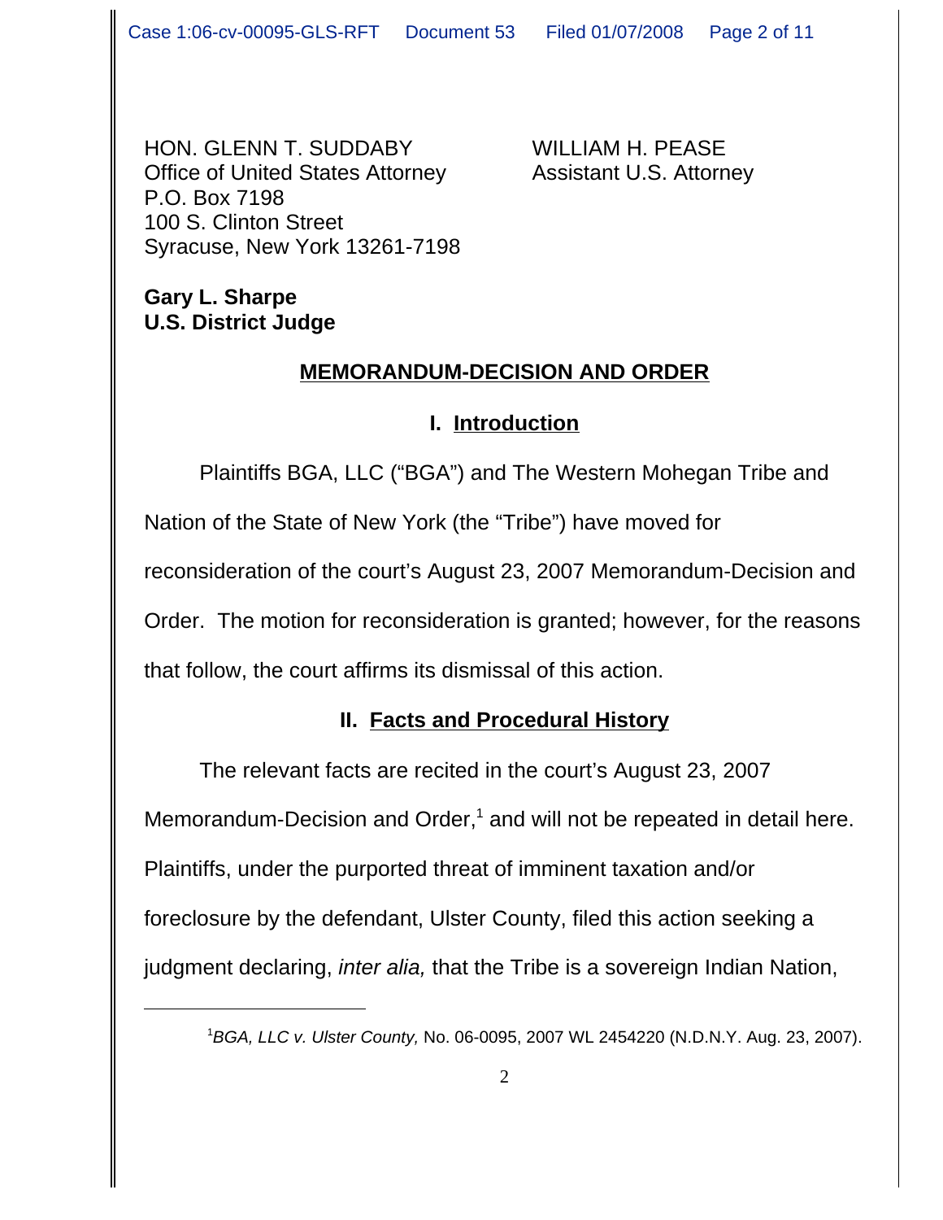HON. GLENN T. SUDDABY
Office of United States Attorney
P.O. Box 7198
100 S. Clinton Street
Syracuse, New York 13261-7198

WILLIAM H. PEASE
Assistant U.S. Attorney

**Gary L. Sharpe**
**U.S. District Judge**

## MEMORANDUM-DECISION AND ORDER

### I. Introduction

Plaintiffs BGA, LLC ("BGA") and The Western Mohegan Tribe and Nation of the State of New York (the "Tribe") have moved for reconsideration of the court's August 23, 2007 Memorandum-Decision and Order. The motion for reconsideration is granted; however, for the reasons that follow, the court affirms its dismissal of this action.

### II. Facts and Procedural History

The relevant facts are recited in the court's August 23, 2007 Memorandum-Decision and Order,[1] and will not be repeated in detail here. Plaintiffs, under the purported threat of imminent taxation and/or foreclosure by the defendant, Ulster County, filed this action seeking a judgment declaring, *inter alia,* that the Tribe is a sovereign Indian Nation,

[1] *BGA, LLC v. Ulster County,* No. 06-0095, 2007 WL 2454220 (N.D.N.Y. Aug. 23, 2007).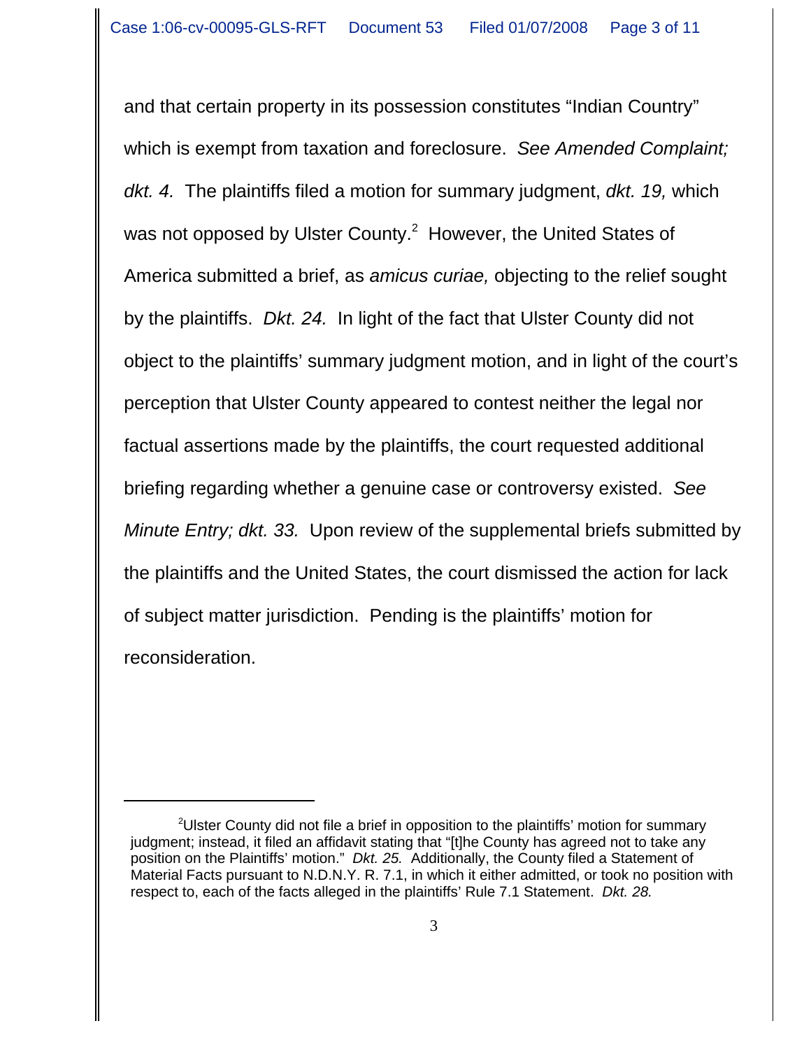and that certain property in its possession constitutes "Indian Country" which is exempt from taxation and foreclosure. *See Amended Complaint; dkt. 4.* The plaintiffs filed a motion for summary judgment, *dkt. 19,* which was not opposed by Ulster County.[2] However, the United States of America submitted a brief, as *amicus curiae,* objecting to the relief sought by the plaintiffs. *Dkt. 24.* In light of the fact that Ulster County did not object to the plaintiffs' summary judgment motion, and in light of the court's perception that Ulster County appeared to contest neither the legal nor factual assertions made by the plaintiffs, the court requested additional briefing regarding whether a genuine case or controversy existed. *See Minute Entry; dkt. 33.* Upon review of the supplemental briefs submitted by the plaintiffs and the United States, the court dismissed the action for lack of subject matter jurisdiction. Pending is the plaintiffs' motion for reconsideration.

---

[2]Ulster County did not file a brief in opposition to the plaintiffs' motion for summary judgment; instead, it filed an affidavit stating that "[t]he County has agreed not to take any position on the Plaintiffs' motion." *Dkt. 25.* Additionally, the County filed a Statement of Material Facts pursuant to N.D.N.Y. R. 7.1, in which it either admitted, or took no position with respect to, each of the facts alleged in the plaintiffs' Rule 7.1 Statement. *Dkt. 28.*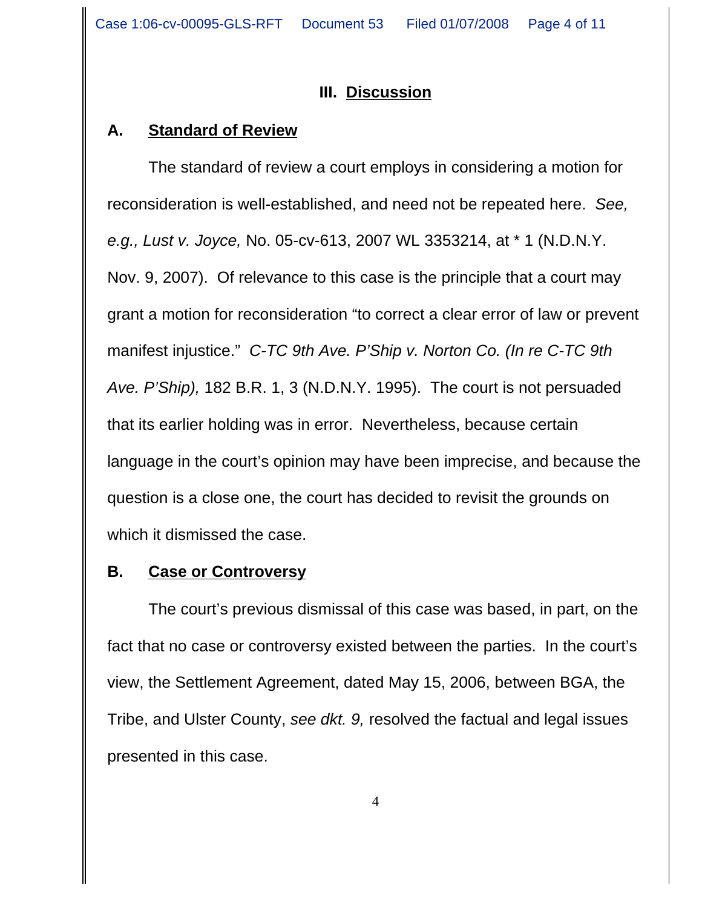## III. Discussion

### A. Standard of Review

The standard of review a court employs in considering a motion for reconsideration is well-established, and need not be repeated here. *See, e.g., Lust v. Joyce,* No. 05-cv-613, 2007 WL 3353214, at * 1 (N.D.N.Y. Nov. 9, 2007). Of relevance to this case is the principle that a court may grant a motion for reconsideration "to correct a clear error of law or prevent manifest injustice." *C-TC 9th Ave. P'Ship v. Norton Co. (In re C-TC 9th Ave. P'Ship),* 182 B.R. 1, 3 (N.D.N.Y. 1995). The court is not persuaded that its earlier holding was in error. Nevertheless, because certain language in the court's opinion may have been imprecise, and because the question is a close one, the court has decided to revisit the grounds on which it dismissed the case.

### B. Case or Controversy

The court's previous dismissal of this case was based, in part, on the fact that no case or controversy existed between the parties. In the court's view, the Settlement Agreement, dated May 15, 2006, between BGA, the Tribe, and Ulster County, *see dkt. 9,* resolved the factual and legal issues presented in this case.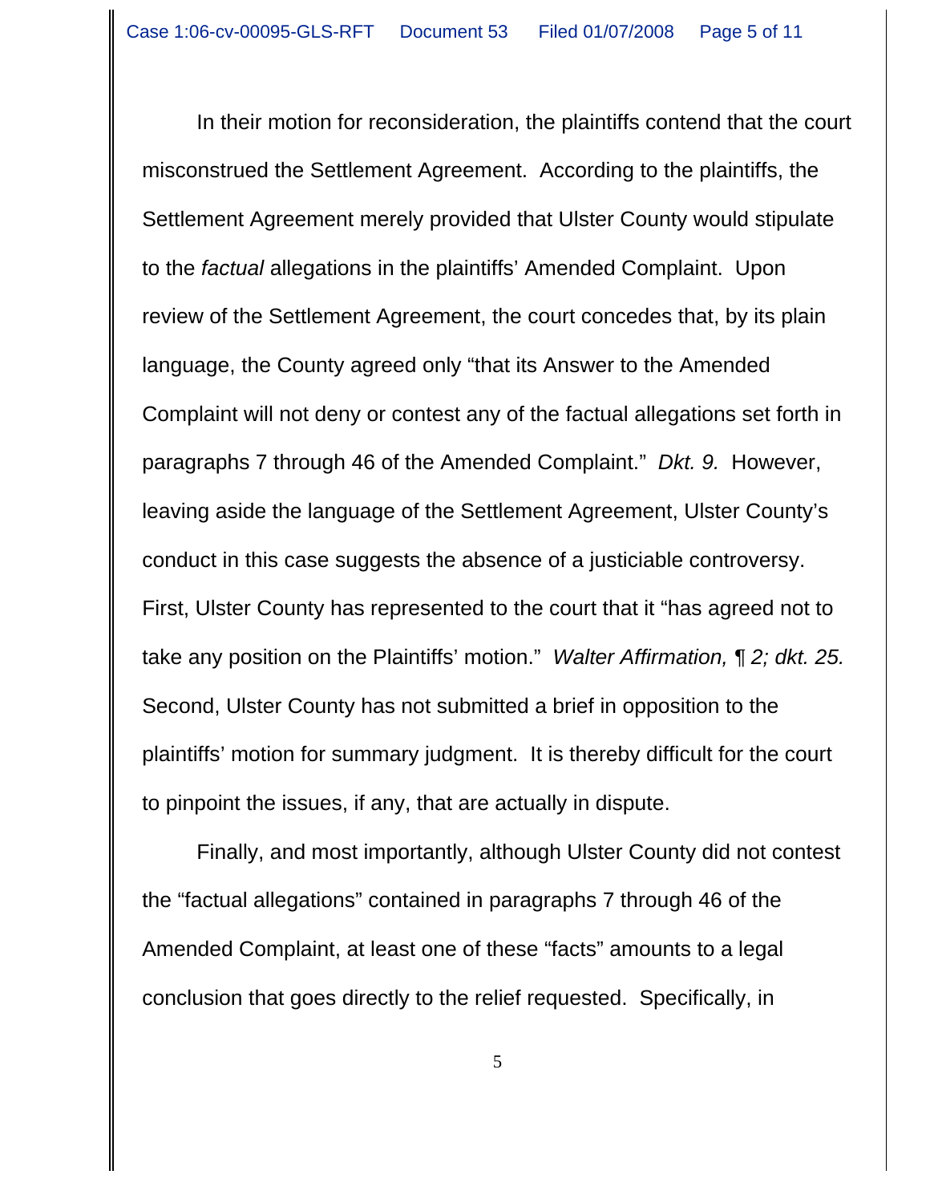In their motion for reconsideration, the plaintiffs contend that the court misconstrued the Settlement Agreement. According to the plaintiffs, the Settlement Agreement merely provided that Ulster County would stipulate to the *factual* allegations in the plaintiffs' Amended Complaint. Upon review of the Settlement Agreement, the court concedes that, by its plain language, the County agreed only "that its Answer to the Amended Complaint will not deny or contest any of the factual allegations set forth in paragraphs 7 through 46 of the Amended Complaint." *Dkt. 9.* However, leaving aside the language of the Settlement Agreement, Ulster County's conduct in this case suggests the absence of a justiciable controversy. First, Ulster County has represented to the court that it "has agreed not to take any position on the Plaintiffs' motion." *Walter Affirmation, ¶ 2; dkt. 25.* Second, Ulster County has not submitted a brief in opposition to the plaintiffs' motion for summary judgment. It is thereby difficult for the court to pinpoint the issues, if any, that are actually in dispute.

Finally, and most importantly, although Ulster County did not contest the "factual allegations" contained in paragraphs 7 through 46 of the Amended Complaint, at least one of these "facts" amounts to a legal conclusion that goes directly to the relief requested. Specifically, in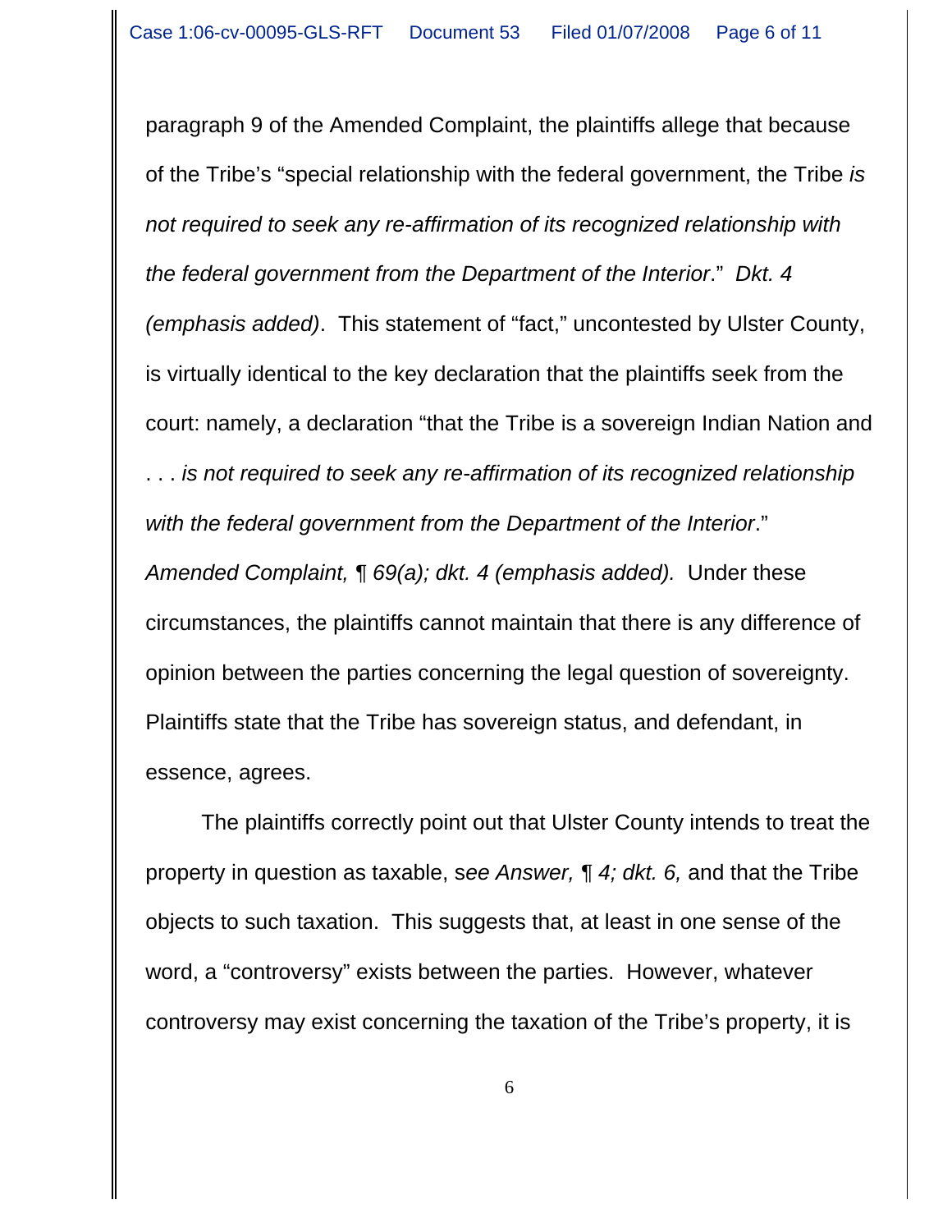paragraph 9 of the Amended Complaint, the plaintiffs allege that because of the Tribe's "special relationship with the federal government, the Tribe *is not required to seek any re-affirmation of its recognized relationship with the federal government from the Department of the Interior*." *Dkt. 4 (emphasis added)*. This statement of "fact," uncontested by Ulster County, is virtually identical to the key declaration that the plaintiffs seek from the court: namely, a declaration "that the Tribe is a sovereign Indian Nation and . . . *is not required to seek any re-affirmation of its recognized relationship with the federal government from the Department of the Interior*." *Amended Complaint, ¶ 69(a); dkt. 4 (emphasis added).* Under these circumstances, the plaintiffs cannot maintain that there is any difference of opinion between the parties concerning the legal question of sovereignty. Plaintiffs state that the Tribe has sovereign status, and defendant, in essence, agrees.

The plaintiffs correctly point out that Ulster County intends to treat the property in question as taxable, s*ee Answer, ¶ 4; dkt. 6,* and that the Tribe objects to such taxation. This suggests that, at least in one sense of the word, a "controversy" exists between the parties. However, whatever controversy may exist concerning the taxation of the Tribe's property, it is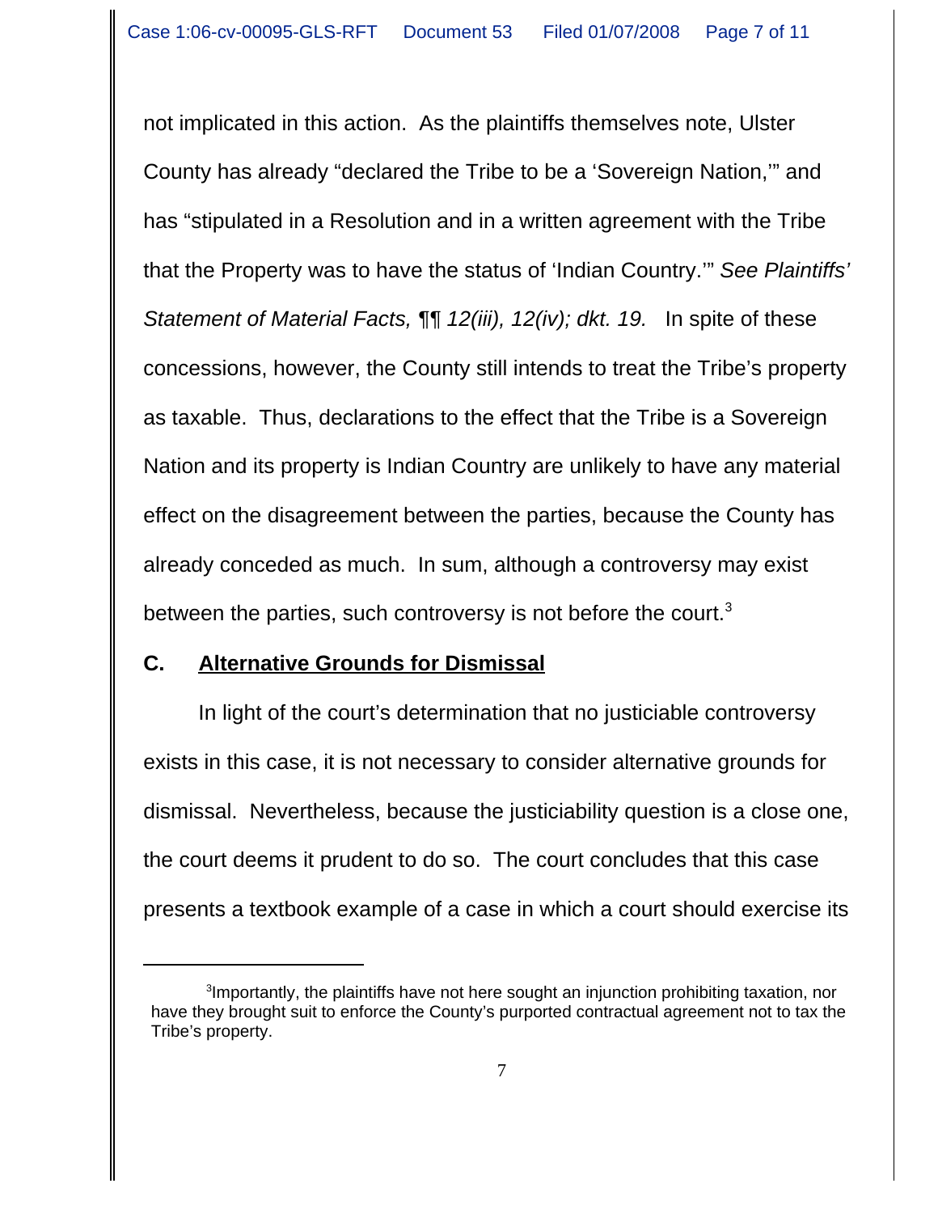not implicated in this action. As the plaintiffs themselves note, Ulster County has already "declared the Tribe to be a 'Sovereign Nation,'" and has "stipulated in a Resolution and in a written agreement with the Tribe that the Property was to have the status of 'Indian Country.'" *See Plaintiffs' Statement of Material Facts, ¶¶ 12(iii), 12(iv); dkt. 19.* In spite of these concessions, however, the County still intends to treat the Tribe's property as taxable. Thus, declarations to the effect that the Tribe is a Sovereign Nation and its property is Indian Country are unlikely to have any material effect on the disagreement between the parties, because the County has already conceded as much. In sum, although a controversy may exist between the parties, such controversy is not before the court.[3]

## C. Alternative Grounds for Dismissal

In light of the court's determination that no justiciable controversy exists in this case, it is not necessary to consider alternative grounds for dismissal. Nevertheless, because the justiciability question is a close one, the court deems it prudent to do so. The court concludes that this case presents a textbook example of a case in which a court should exercise its

---

[3]Importantly, the plaintiffs have not here sought an injunction prohibiting taxation, nor have they brought suit to enforce the County's purported contractual agreement not to tax the Tribe's property.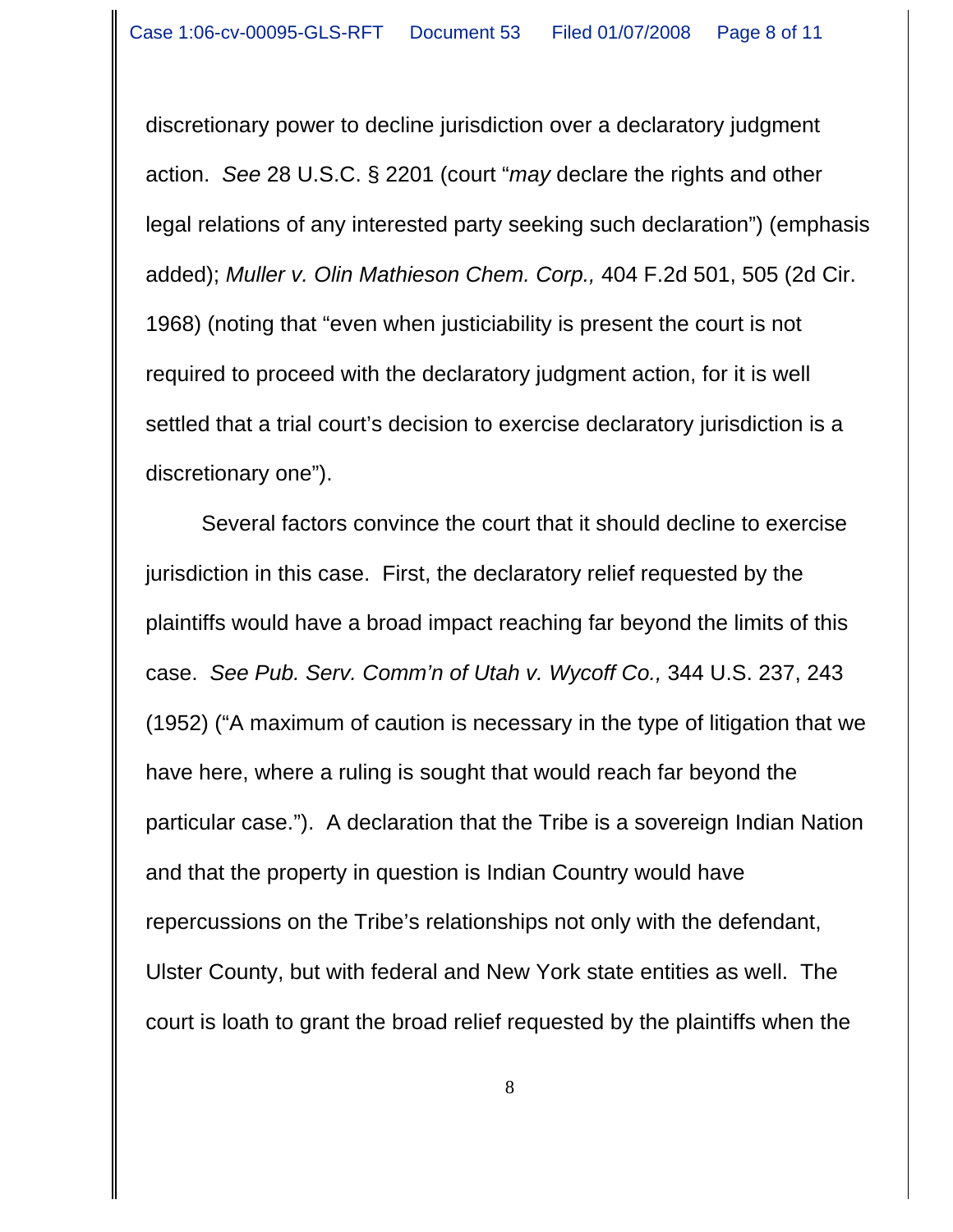discretionary power to decline jurisdiction over a declaratory judgment action. *See* 28 U.S.C. § 2201 (court "*may* declare the rights and other legal relations of any interested party seeking such declaration") (emphasis added); *Muller v. Olin Mathieson Chem. Corp.,* 404 F.2d 501, 505 (2d Cir. 1968) (noting that "even when justiciability is present the court is not required to proceed with the declaratory judgment action, for it is well settled that a trial court's decision to exercise declaratory jurisdiction is a discretionary one").

Several factors convince the court that it should decline to exercise jurisdiction in this case. First, the declaratory relief requested by the plaintiffs would have a broad impact reaching far beyond the limits of this case. *See Pub. Serv. Comm'n of Utah v. Wycoff Co.,* 344 U.S. 237, 243 (1952) ("A maximum of caution is necessary in the type of litigation that we have here, where a ruling is sought that would reach far beyond the particular case."). A declaration that the Tribe is a sovereign Indian Nation and that the property in question is Indian Country would have repercussions on the Tribe's relationships not only with the defendant, Ulster County, but with federal and New York state entities as well. The court is loath to grant the broad relief requested by the plaintiffs when the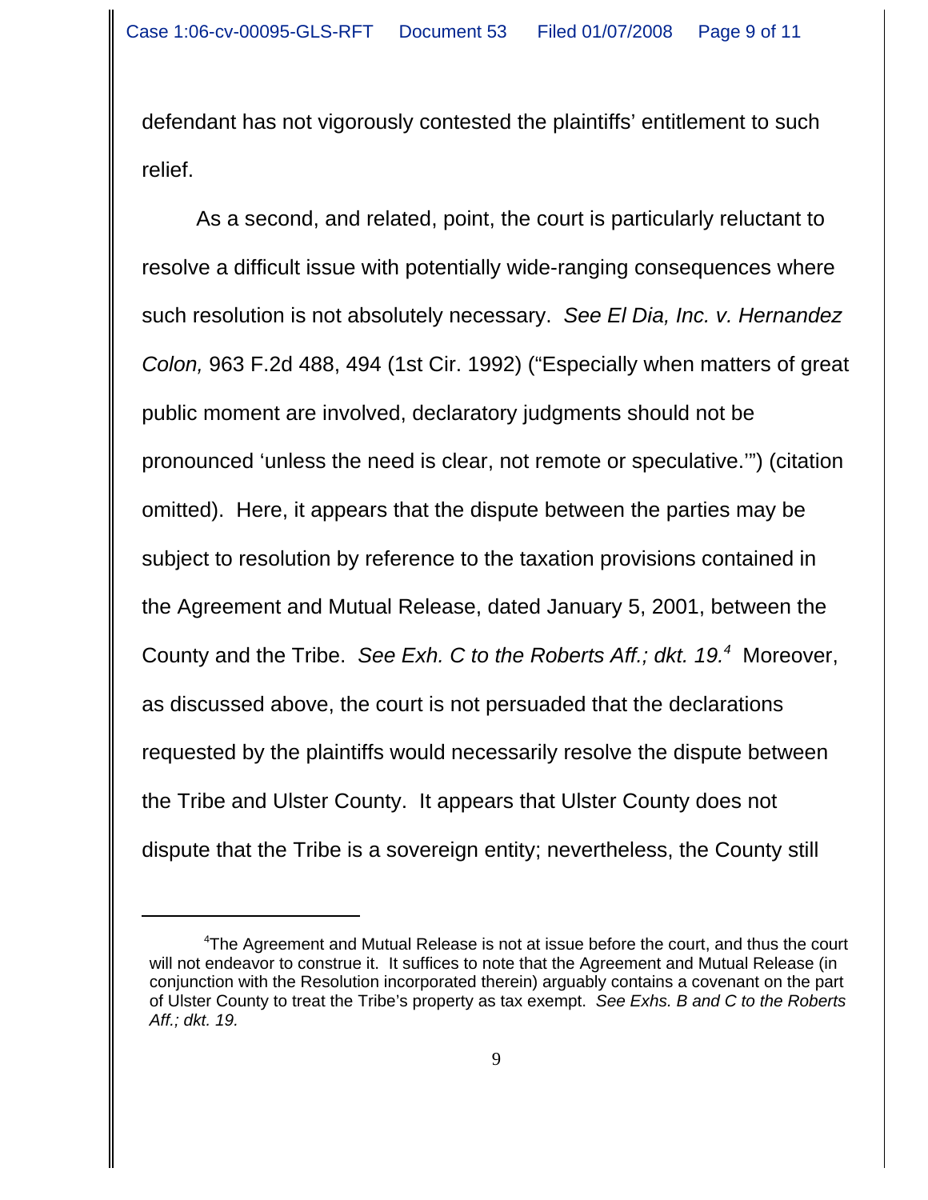defendant has not vigorously contested the plaintiffs' entitlement to such relief.

As a second, and related, point, the court is particularly reluctant to resolve a difficult issue with potentially wide-ranging consequences where such resolution is not absolutely necessary. *See El Dia, Inc. v. Hernandez Colon,* 963 F.2d 488, 494 (1st Cir. 1992) ("Especially when matters of great public moment are involved, declaratory judgments should not be pronounced 'unless the need is clear, not remote or speculative.'") (citation omitted). Here, it appears that the dispute between the parties may be subject to resolution by reference to the taxation provisions contained in the Agreement and Mutual Release, dated January 5, 2001, between the County and the Tribe. *See Exh. C to the Roberts Aff.; dkt. 19.*[4] Moreover, as discussed above, the court is not persuaded that the declarations requested by the plaintiffs would necessarily resolve the dispute between the Tribe and Ulster County. It appears that Ulster County does not dispute that the Tribe is a sovereign entity; nevertheless, the County still

---

[4] The Agreement and Mutual Release is not at issue before the court, and thus the court will not endeavor to construe it. It suffices to note that the Agreement and Mutual Release (in conjunction with the Resolution incorporated therein) arguably contains a covenant on the part of Ulster County to treat the Tribe's property as tax exempt. *See Exhs. B and C to the Roberts Aff.; dkt. 19.*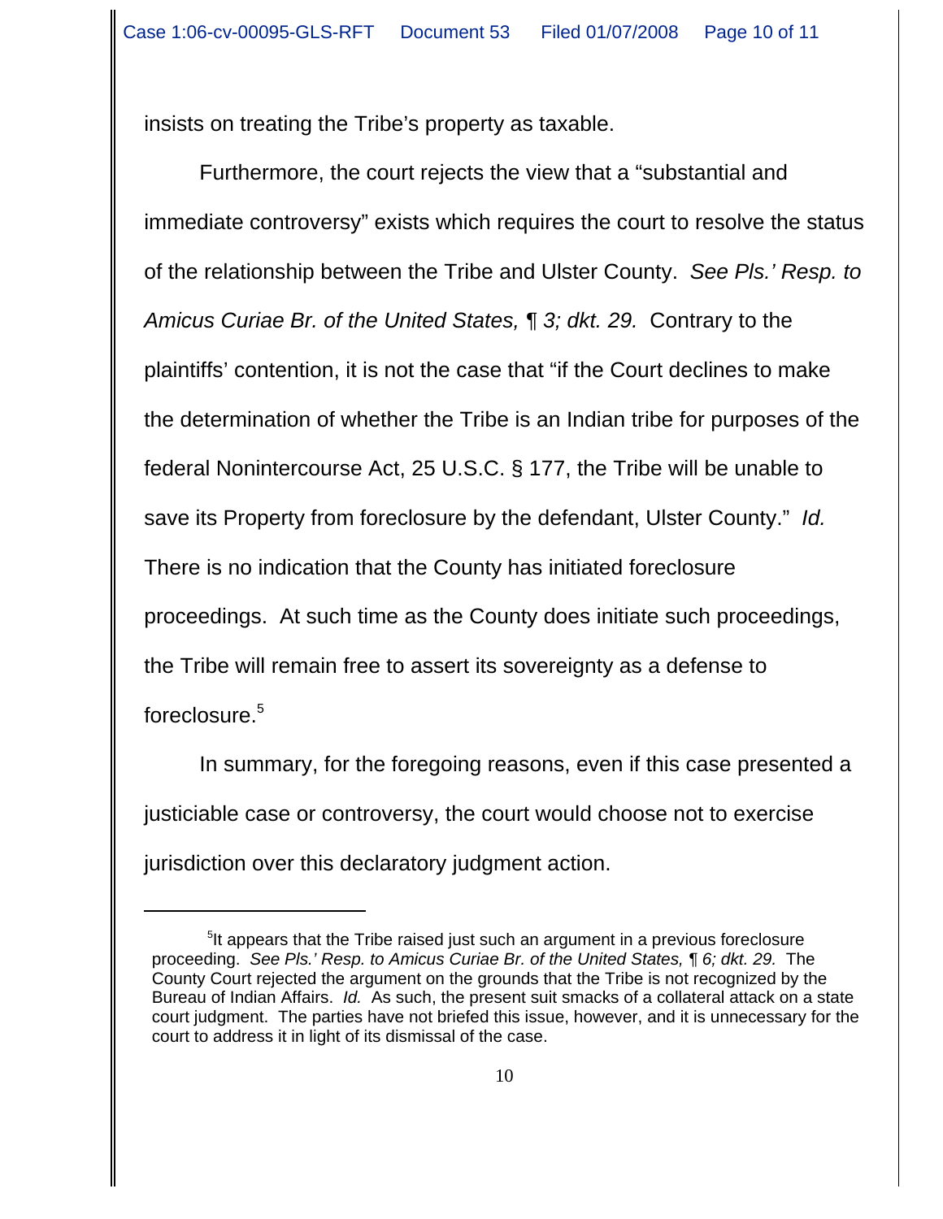insists on treating the Tribe's property as taxable.

Furthermore, the court rejects the view that a "substantial and immediate controversy" exists which requires the court to resolve the status of the relationship between the Tribe and Ulster County. *See Pls.' Resp. to Amicus Curiae Br. of the United States, ¶ 3; dkt. 29.* Contrary to the plaintiffs' contention, it is not the case that "if the Court declines to make the determination of whether the Tribe is an Indian tribe for purposes of the federal Nonintercourse Act, 25 U.S.C. § 177, the Tribe will be unable to save its Property from foreclosure by the defendant, Ulster County." *Id.* There is no indication that the County has initiated foreclosure proceedings. At such time as the County does initiate such proceedings, the Tribe will remain free to assert its sovereignty as a defense to foreclosure.[5]

In summary, for the foregoing reasons, even if this case presented a justiciable case or controversy, the court would choose not to exercise jurisdiction over this declaratory judgment action.

---

[5]It appears that the Tribe raised just such an argument in a previous foreclosure proceeding. *See Pls.' Resp. to Amicus Curiae Br. of the United States, ¶ 6; dkt. 29.* The County Court rejected the argument on the grounds that the Tribe is not recognized by the Bureau of Indian Affairs. *Id.* As such, the present suit smacks of a collateral attack on a state court judgment. The parties have not briefed this issue, however, and it is unnecessary for the court to address it in light of its dismissal of the case.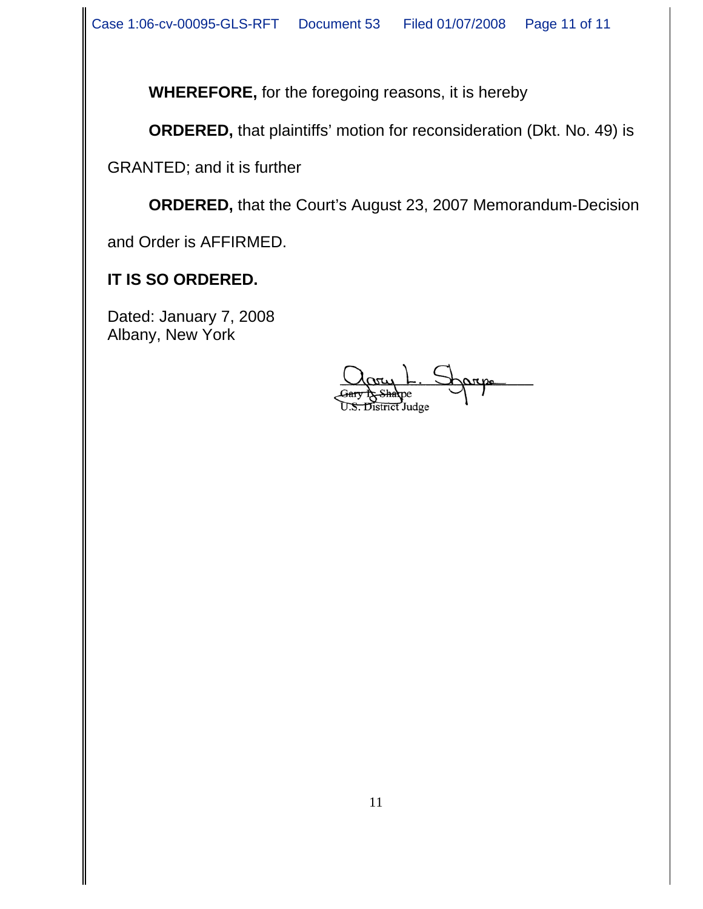**WHEREFORE,** for the foregoing reasons, it is hereby

**ORDERED,** that plaintiffs' motion for reconsideration (Dkt. No. 49) is GRANTED; and it is further

**ORDERED,** that the Court's August 23, 2007 Memorandum-Decision and Order is AFFIRMED.

**IT IS SO ORDERED.**

Dated: January 7, 2008
Albany, New York

Gary L. Sharpe
U.S. District Judge